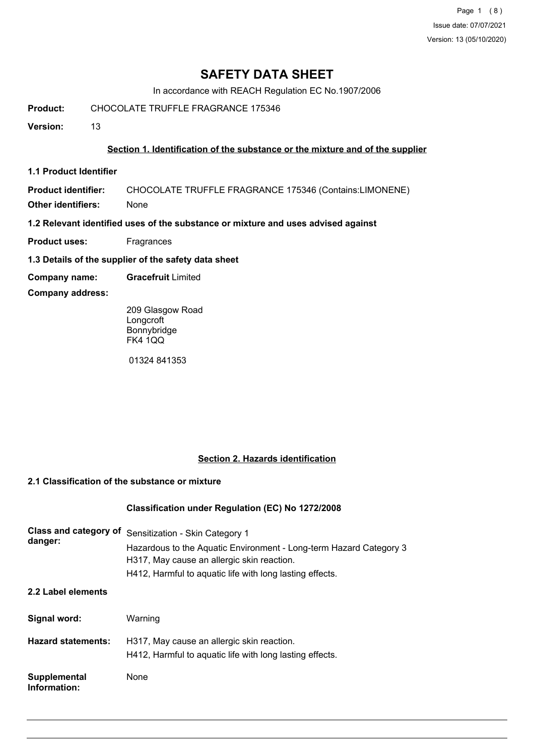# SAFETY DATA SHEET

In accordance with REACH Regulation EC No.1907/2006

**Product:** CHOCOLATE TRUFFLE FRAGRANCE 175346

**Version:** 13

## Section 1. Identification of the substance or the mixture and of the supplier

### 1.1 Product Identifier

**Product identifier:** CHOCOLATE TRUFFLE FRAGRANCE 175346 (Contains:LIMONENE)

**Other identifiers:** None

### 1.2 Relevant identified uses of the substance or mixture and uses advised against

**Product uses:** Fragrances

### 1.3 Details of the supplier of the safety data sheet

**Company name:** **Gracefruit** Limited

**Company address:**

209 Glasgow Road
Longcroft
Bonnybridge
FK4 1QQ

01324 841353

## Section 2. Hazards identification

### 2.1 Classification of the substance or mixture

**Classification under Regulation (EC) No 1272/2008**

**Class and category of danger:**

Sensitization - Skin Category 1
Hazardous to the Aquatic Environment - Long-term Hazard Category 3
H317, May cause an allergic skin reaction.
H412, Harmful to aquatic life with long lasting effects.

### 2.2 Label elements

**Signal word:** Warning

**Hazard statements:**

H317, May cause an allergic skin reaction.
H412, Harmful to aquatic life with long lasting effects.

**Supplemental Information:** None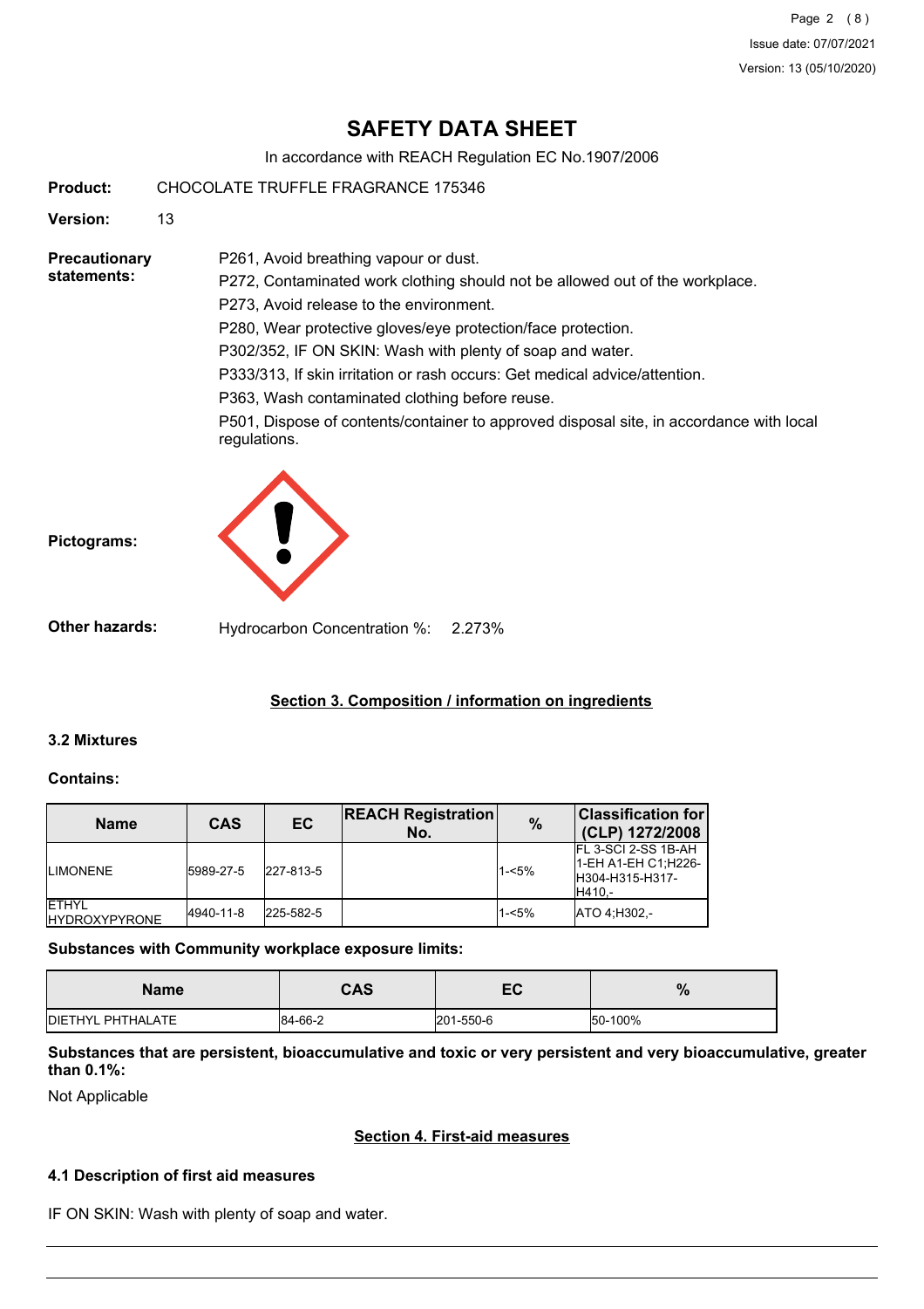# SAFETY DATA SHEET

In accordance with REACH Regulation EC No.1907/2006

**Product:** CHOCOLATE TRUFFLE FRAGRANCE 175346

**Version:** 13

**Precautionary statements:**

P261, Avoid breathing vapour or dust.

P272, Contaminated work clothing should not be allowed out of the workplace.

P273, Avoid release to the environment.

P280, Wear protective gloves/eye protection/face protection.

P302/352, IF ON SKIN: Wash with plenty of soap and water.

P333/313, If skin irritation or rash occurs: Get medical advice/attention.

P363, Wash contaminated clothing before reuse.

P501, Dispose of contents/container to approved disposal site, in accordance with local regulations.

**Pictograms:**

**Other hazards:** Hydrocarbon Concentration %: 2.273%

## Section 3. Composition / information on ingredients

### 3.2 Mixtures

**Contains:**

| Name | CAS | EC | REACH Registration No. | % | Classification for (CLP) 1272/2008 |
|---|---|---|---|---|---|
| LIMONENE | 5989-27-5 | 227-813-5 | | 1-<5% | FL 3-SCI 2-SS 1B-AH 1-EH A1-EH C1;H226-H304-H315-H317-H410,- |
| ETHYL HYDROXYPYRONE | 4940-11-8 | 225-582-5 | | 1-<5% | ATO 4;H302,- |

**Substances with Community workplace exposure limits:**

| Name | CAS | EC | % |
|---|---|---|---|
| DIETHYL PHTHALATE | 84-66-2 | 201-550-6 | 50-100% |

**Substances that are persistent, bioaccumulative and toxic or very persistent and very bioaccumulative, greater than 0.1%:**

Not Applicable

## Section 4. First-aid measures

### 4.1 Description of first aid measures

IF ON SKIN: Wash with plenty of soap and water.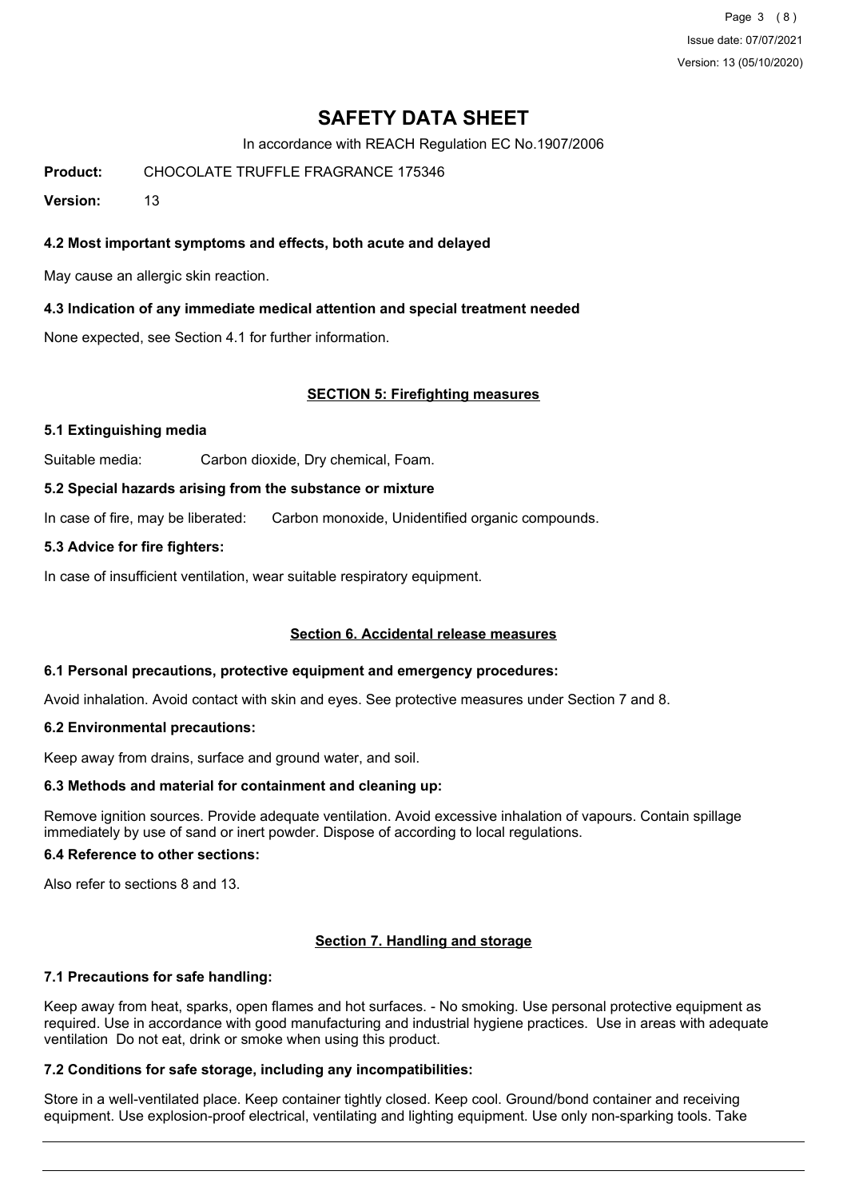# SAFETY DATA SHEET

In accordance with REACH Regulation EC No.1907/2006

**Product:** CHOCOLATE TRUFFLE FRAGRANCE 175346

**Version:** 13

### 4.2 Most important symptoms and effects, both acute and delayed

May cause an allergic skin reaction.

### 4.3 Indication of any immediate medical attention and special treatment needed

None expected, see Section 4.1 for further information.

## SECTION 5: Firefighting measures

### 5.1 Extinguishing media

Suitable media: Carbon dioxide, Dry chemical, Foam.

### 5.2 Special hazards arising from the substance or mixture

In case of fire, may be liberated: Carbon monoxide, Unidentified organic compounds.

### 5.3 Advice for fire fighters:

In case of insufficient ventilation, wear suitable respiratory equipment.

## Section 6. Accidental release measures

### 6.1 Personal precautions, protective equipment and emergency procedures:

Avoid inhalation. Avoid contact with skin and eyes. See protective measures under Section 7 and 8.

### 6.2 Environmental precautions:

Keep away from drains, surface and ground water, and soil.

### 6.3 Methods and material for containment and cleaning up:

Remove ignition sources. Provide adequate ventilation. Avoid excessive inhalation of vapours. Contain spillage immediately by use of sand or inert powder. Dispose of according to local regulations.

### 6.4 Reference to other sections:

Also refer to sections 8 and 13.

## Section 7. Handling and storage

### 7.1 Precautions for safe handling:

Keep away from heat, sparks, open flames and hot surfaces. - No smoking. Use personal protective equipment as required. Use in accordance with good manufacturing and industrial hygiene practices. Use in areas with adequate ventilation Do not eat, drink or smoke when using this product.

### 7.2 Conditions for safe storage, including any incompatibilities:

Store in a well-ventilated place. Keep container tightly closed. Keep cool. Ground/bond container and receiving equipment. Use explosion-proof electrical, ventilating and lighting equipment. Use only non-sparking tools. Take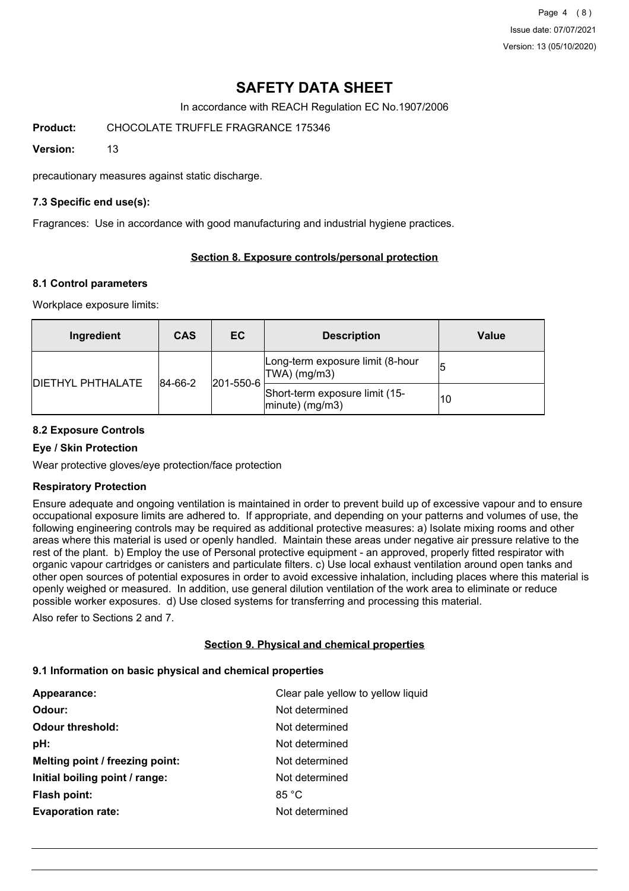# SAFETY DATA SHEET

In accordance with REACH Regulation EC No.1907/2006

**Product:** CHOCOLATE TRUFFLE FRAGRANCE 175346

**Version:** 13

precautionary measures against static discharge.

### 7.3 Specific end use(s):

Fragrances: Use in accordance with good manufacturing and industrial hygiene practices.

## Section 8. Exposure controls/personal protection

### 8.1 Control parameters

Workplace exposure limits:

| Ingredient | CAS | EC | Description | Value |
|---|---|---|---|---|
| DIETHYL PHTHALATE | 84-66-2 | 201-550-6 | Long-term exposure limit (8-hour TWA) (mg/m3) | 5 |
| | | | Short-term exposure limit (15-minute) (mg/m3) | 10 |

### 8.2 Exposure Controls

**Eye / Skin Protection**

Wear protective gloves/eye protection/face protection

**Respiratory Protection**

Ensure adequate and ongoing ventilation is maintained in order to prevent build up of excessive vapour and to ensure occupational exposure limits are adhered to. If appropriate, and depending on your patterns and volumes of use, the following engineering controls may be required as additional protective measures: a) Isolate mixing rooms and other areas where this material is used or openly handled. Maintain these areas under negative air pressure relative to the rest of the plant. b) Employ the use of Personal protective equipment - an approved, properly fitted respirator with organic vapour cartridges or canisters and particulate filters. c) Use local exhaust ventilation around open tanks and other open sources of potential exposures in order to avoid excessive inhalation, including places where this material is openly weighed or measured. In addition, use general dilution ventilation of the work area to eliminate or reduce possible worker exposures. d) Use closed systems for transferring and processing this material.

Also refer to Sections 2 and 7.

## Section 9. Physical and chemical properties

### 9.1 Information on basic physical and chemical properties

**Appearance:** Clear pale yellow to yellow liquid

**Odour:** Not determined

**Odour threshold:** Not determined

**pH:** Not determined

**Melting point / freezing point:** Not determined

**Initial boiling point / range:** Not determined

**Flash point:** 85 °C

**Evaporation rate:** Not determined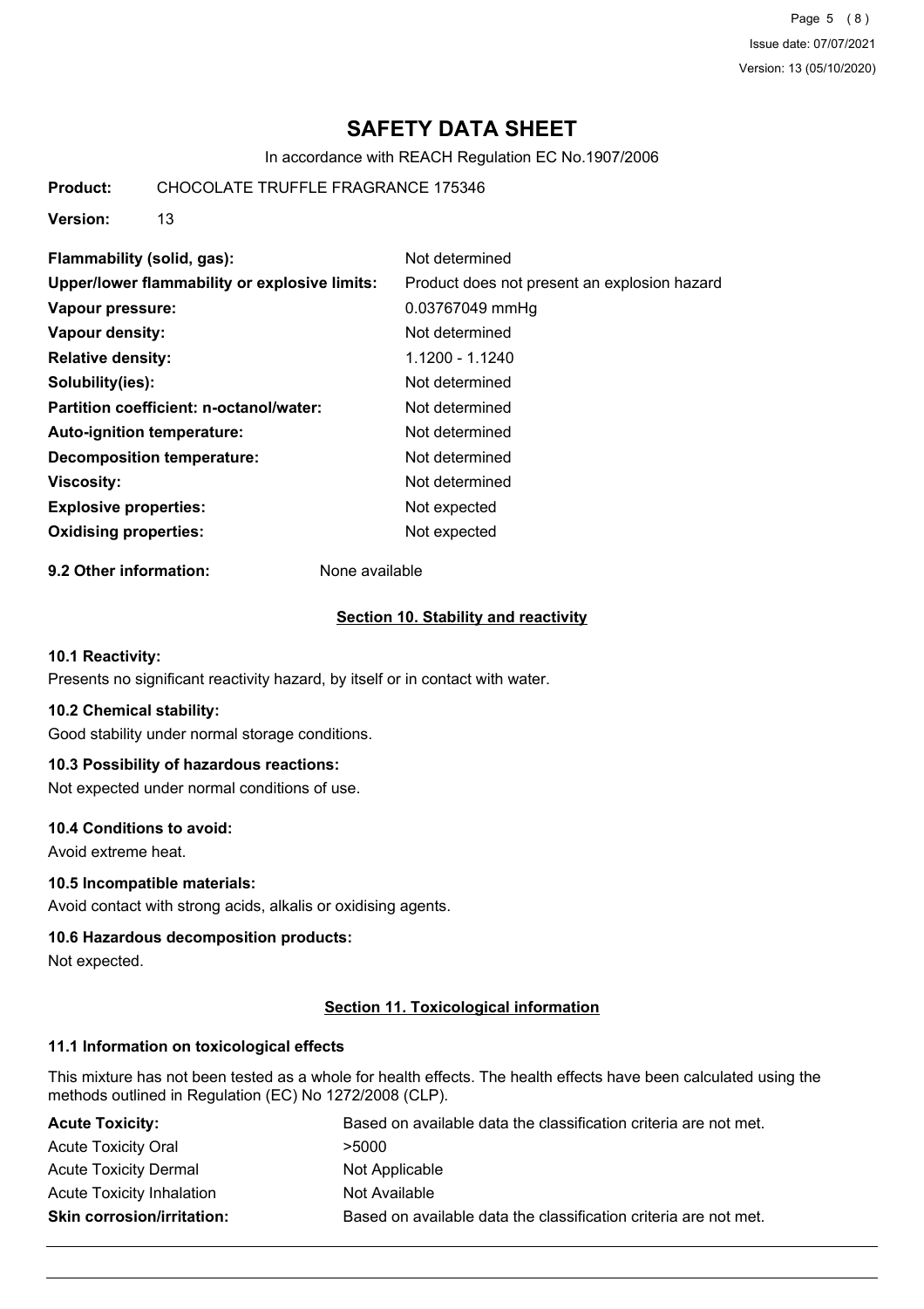# SAFETY DATA SHEET

In accordance with REACH Regulation EC No.1907/2006

**Product:** CHOCOLATE TRUFFLE FRAGRANCE 175346

**Version:** 13

| | |
|---|---|
| **Flammability (solid, gas):** | Not determined |
| **Upper/lower flammability or explosive limits:** | Product does not present an explosion hazard |
| **Vapour pressure:** | 0.03767049 mmHg |
| **Vapour density:** | Not determined |
| **Relative density:** | 1.1200 - 1.1240 |
| **Solubility(ies):** | Not determined |
| **Partition coefficient: n-octanol/water:** | Not determined |
| **Auto-ignition temperature:** | Not determined |
| **Decomposition temperature:** | Not determined |
| **Viscosity:** | Not determined |
| **Explosive properties:** | Not expected |
| **Oxidising properties:** | Not expected |

**9.2 Other information:** None available

## Section 10. Stability and reactivity

### 10.1 Reactivity:

Presents no significant reactivity hazard, by itself or in contact with water.

### 10.2 Chemical stability:

Good stability under normal storage conditions.

### 10.3 Possibility of hazardous reactions:

Not expected under normal conditions of use.

### 10.4 Conditions to avoid:

Avoid extreme heat.

### 10.5 Incompatible materials:

Avoid contact with strong acids, alkalis or oxidising agents.

### 10.6 Hazardous decomposition products:

Not expected.

## Section 11. Toxicological information

### 11.1 Information on toxicological effects

This mixture has not been tested as a whole for health effects. The health effects have been calculated using the methods outlined in Regulation (EC) No 1272/2008 (CLP).

| | |
|---|---|
| **Acute Toxicity:** | Based on available data the classification criteria are not met. |
| Acute Toxicity Oral | >5000 |
| Acute Toxicity Dermal | Not Applicable |
| Acute Toxicity Inhalation | Not Available |
| **Skin corrosion/irritation:** | Based on available data the classification criteria are not met. |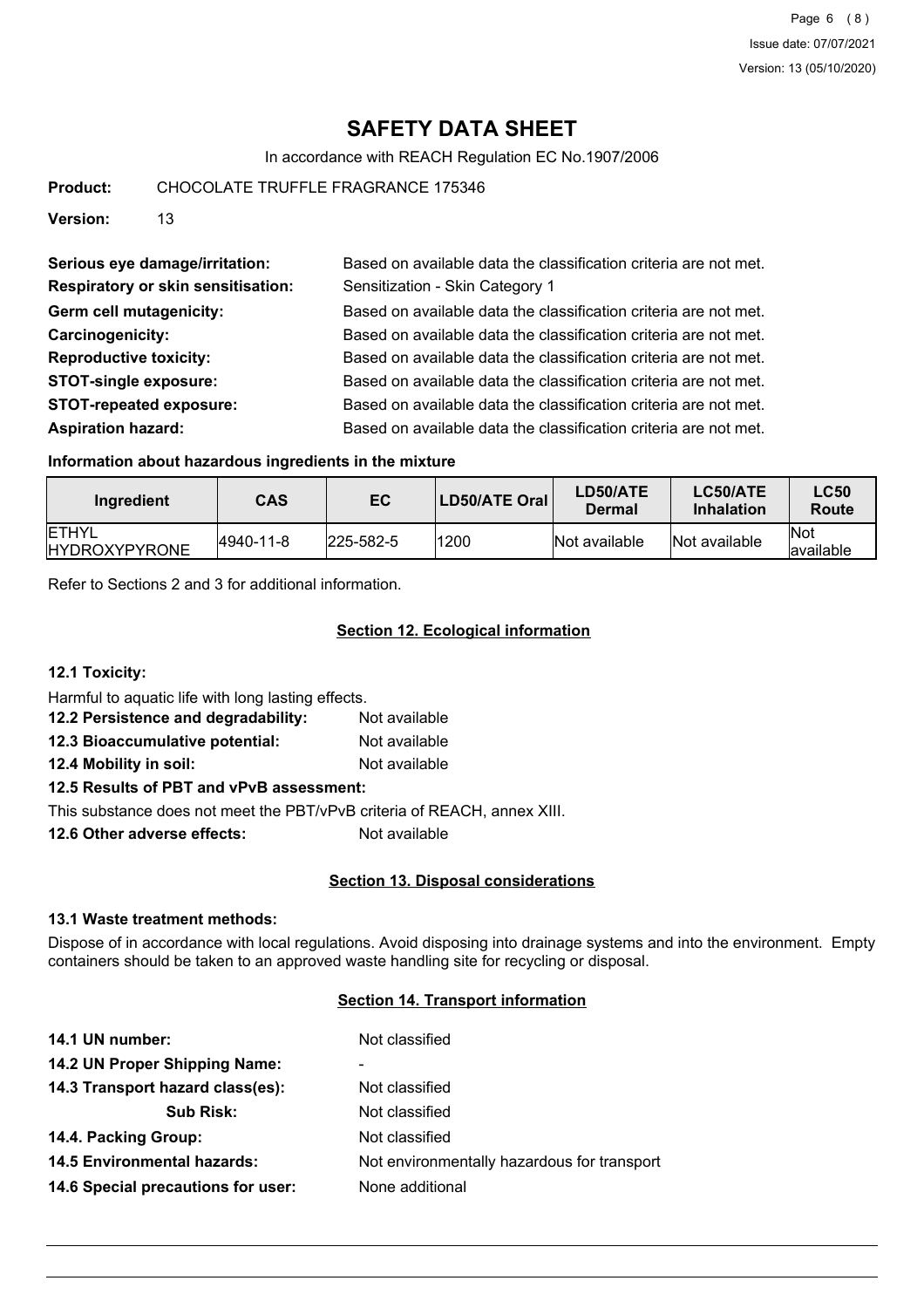# SAFETY DATA SHEET

In accordance with REACH Regulation EC No.1907/2006

**Product:** CHOCOLATE TRUFFLE FRAGRANCE 175346

**Version:** 13

**Serious eye damage/irritation:** Based on available data the classification criteria are not met.

**Respiratory or skin sensitisation:** Sensitization - Skin Category 1

**Germ cell mutagenicity:** Based on available data the classification criteria are not met.

**Carcinogenicity:** Based on available data the classification criteria are not met.

**Reproductive toxicity:** Based on available data the classification criteria are not met.

**STOT-single exposure:** Based on available data the classification criteria are not met.

**STOT-repeated exposure:** Based on available data the classification criteria are not met.

**Aspiration hazard:** Based on available data the classification criteria are not met.

### Information about hazardous ingredients in the mixture

| Ingredient | CAS | EC | LD50/ATE Oral | LD50/ATE Dermal | LC50/ATE Inhalation | LC50 Route |
|---|---|---|---|---|---|---|
| ETHYL HYDROXYPYRONE | 4940-11-8 | 225-582-5 | 1200 | Not available | Not available | Not available |

Refer to Sections 2 and 3 for additional information.

## Section 12. Ecological information

**12.1 Toxicity:**

Harmful to aquatic life with long lasting effects.

**12.2 Persistence and degradability:** Not available

**12.3 Bioaccumulative potential:** Not available

**12.4 Mobility in soil:** Not available

**12.5 Results of PBT and vPvB assessment:**

This substance does not meet the PBT/vPvB criteria of REACH, annex XIII.

**12.6 Other adverse effects:** Not available

## Section 13. Disposal considerations

**13.1 Waste treatment methods:**

Dispose of in accordance with local regulations. Avoid disposing into drainage systems and into the environment. Empty containers should be taken to an approved waste handling site for recycling or disposal.

## Section 14. Transport information

**14.1 UN number:** Not classified

**14.2 UN Proper Shipping Name:** -

**14.3 Transport hazard class(es):** Not classified

**Sub Risk:** Not classified

**14.4. Packing Group:** Not classified

**14.5 Environmental hazards:** Not environmentally hazardous for transport

**14.6 Special precautions for user:** None additional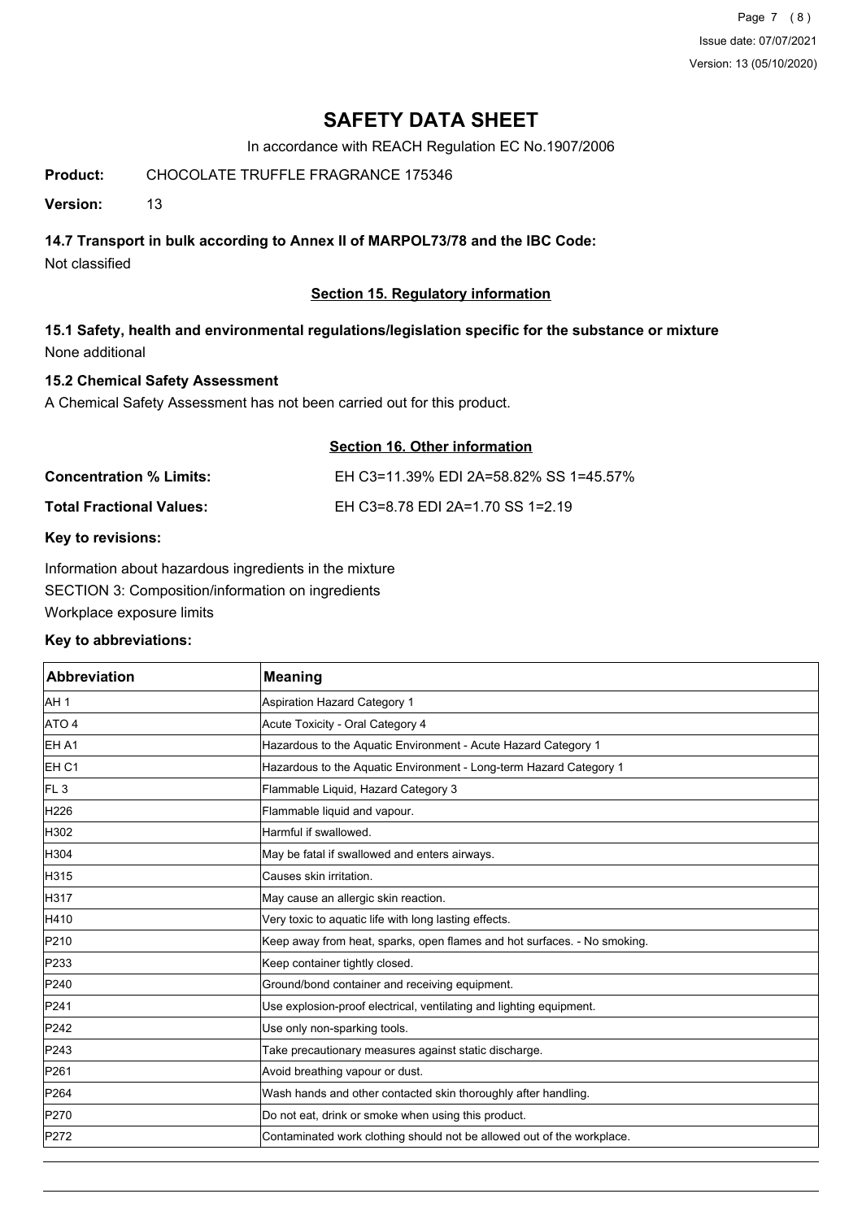# SAFETY DATA SHEET

In accordance with REACH Regulation EC No.1907/2006

**Product:** CHOCOLATE TRUFFLE FRAGRANCE 175346

**Version:** 13

### 14.7 Transport in bulk according to Annex II of MARPOL73/78 and the IBC Code:

Not classified

## Section 15. Regulatory information

### 15.1 Safety, health and environmental regulations/legislation specific for the substance or mixture

None additional

### 15.2 Chemical Safety Assessment

A Chemical Safety Assessment has not been carried out for this product.

## Section 16. Other information

**Concentration % Limits:** EH C3=11.39% EDI 2A=58.82% SS 1=45.57%

**Total Fractional Values:** EH C3=8.78 EDI 2A=1.70 SS 1=2.19

**Key to revisions:**

Information about hazardous ingredients in the mixture
SECTION 3: Composition/information on ingredients
Workplace exposure limits

**Key to abbreviations:**

| Abbreviation | Meaning |
|---|---|
| AH 1 | Aspiration Hazard Category 1 |
| ATO 4 | Acute Toxicity - Oral Category 4 |
| EH A1 | Hazardous to the Aquatic Environment - Acute Hazard Category 1 |
| EH C1 | Hazardous to the Aquatic Environment - Long-term Hazard Category 1 |
| FL 3 | Flammable Liquid, Hazard Category 3 |
| H226 | Flammable liquid and vapour. |
| H302 | Harmful if swallowed. |
| H304 | May be fatal if swallowed and enters airways. |
| H315 | Causes skin irritation. |
| H317 | May cause an allergic skin reaction. |
| H410 | Very toxic to aquatic life with long lasting effects. |
| P210 | Keep away from heat, sparks, open flames and hot surfaces. - No smoking. |
| P233 | Keep container tightly closed. |
| P240 | Ground/bond container and receiving equipment. |
| P241 | Use explosion-proof electrical, ventilating and lighting equipment. |
| P242 | Use only non-sparking tools. |
| P243 | Take precautionary measures against static discharge. |
| P261 | Avoid breathing vapour or dust. |
| P264 | Wash hands and other contacted skin thoroughly after handling. |
| P270 | Do not eat, drink or smoke when using this product. |
| P272 | Contaminated work clothing should not be allowed out of the workplace. |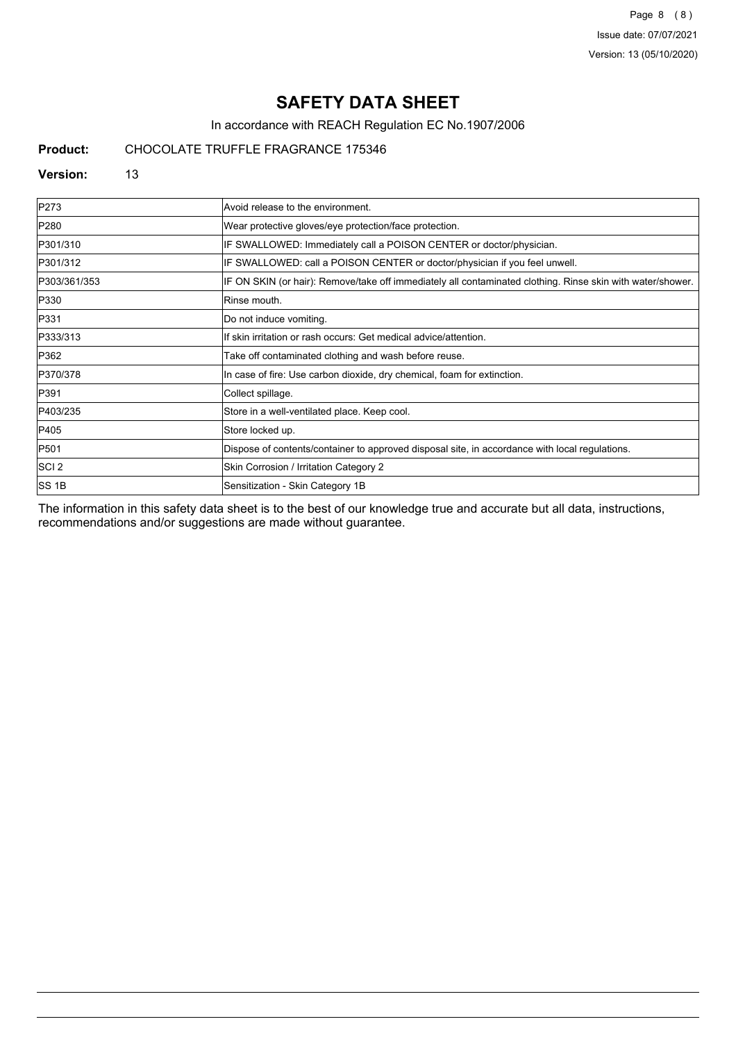# SAFETY DATA SHEET

In accordance with REACH Regulation EC No.1907/2006

**Product:** CHOCOLATE TRUFFLE FRAGRANCE 175346

**Version:** 13

| | |
|---|---|
| P273 | Avoid release to the environment. |
| P280 | Wear protective gloves/eye protection/face protection. |
| P301/310 | IF SWALLOWED: Immediately call a POISON CENTER or doctor/physician. |
| P301/312 | IF SWALLOWED: call a POISON CENTER or doctor/physician if you feel unwell. |
| P303/361/353 | IF ON SKIN (or hair): Remove/take off immediately all contaminated clothing. Rinse skin with water/shower. |
| P330 | Rinse mouth. |
| P331 | Do not induce vomiting. |
| P333/313 | If skin irritation or rash occurs: Get medical advice/attention. |
| P362 | Take off contaminated clothing and wash before reuse. |
| P370/378 | In case of fire: Use carbon dioxide, dry chemical, foam for extinction. |
| P391 | Collect spillage. |
| P403/235 | Store in a well-ventilated place. Keep cool. |
| P405 | Store locked up. |
| P501 | Dispose of contents/container to approved disposal site, in accordance with local regulations. |
| SCI 2 | Skin Corrosion / Irritation Category 2 |
| SS 1B | Sensitization - Skin Category 1B |

The information in this safety data sheet is to the best of our knowledge true and accurate but all data, instructions, recommendations and/or suggestions are made without guarantee.